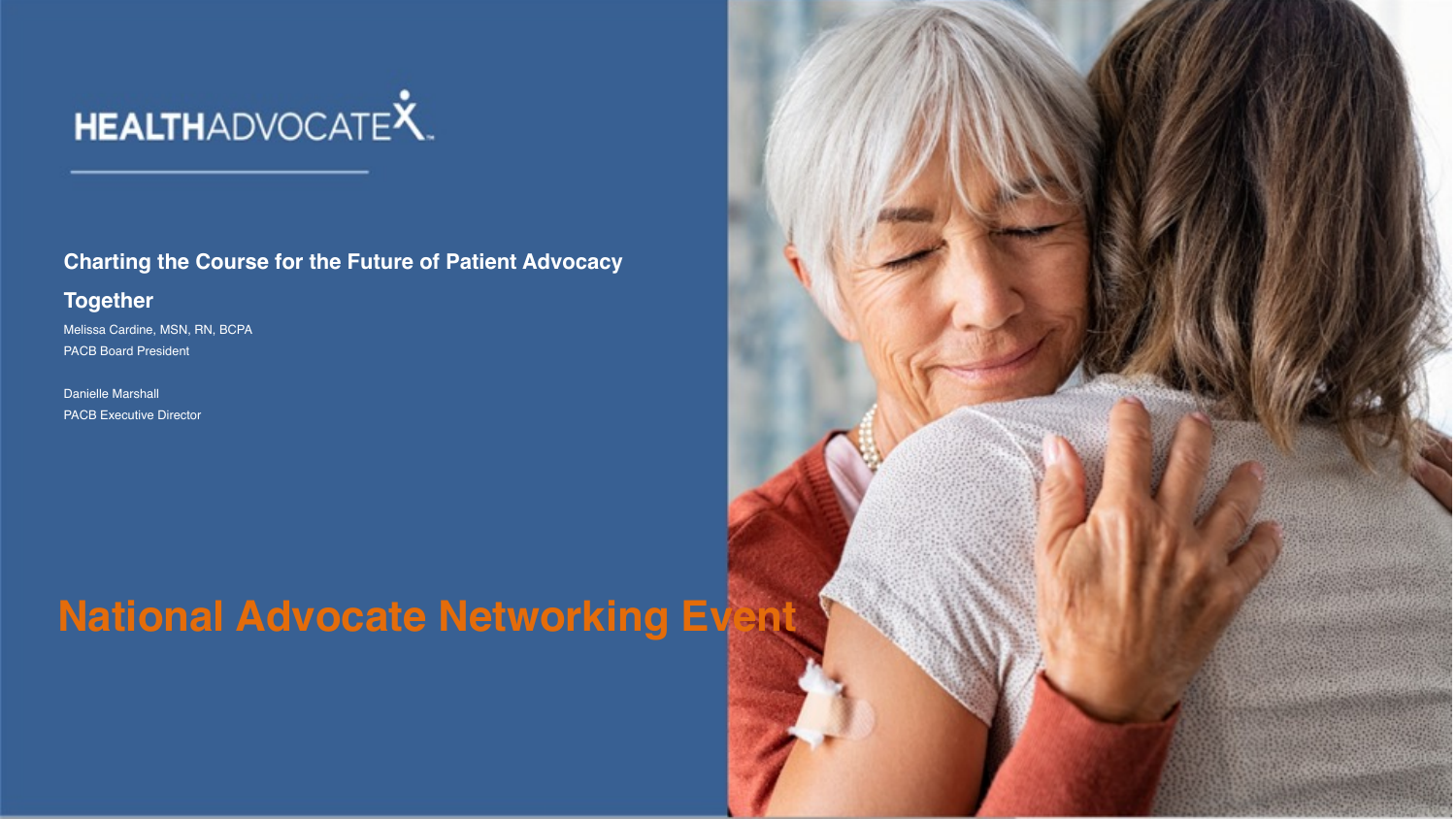HEALTHADVOCATE

# Charting the Course for the Future of Patient Advocacy Together

Melissa Cardine, MSN, RN, BCPA
PACB Board President

Danielle Marshall
PACB Executive Director

## National Advocate Networking Event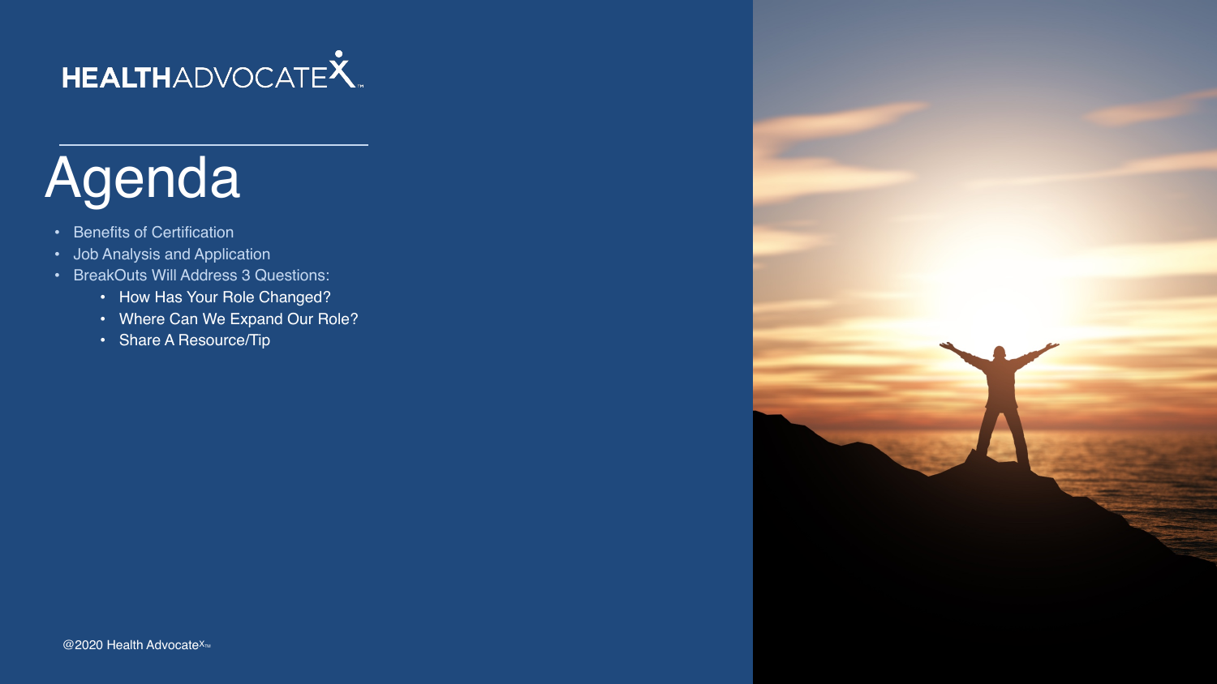HEALTHADVOCATEX

# Agenda

- Benefits of Certification
- Job Analysis and Application
- BreakOuts Will Address 3 Questions:
  - How Has Your Role Changed?
  - Where Can We Expand Our Role?
  - Share A Resource/Tip

@2020 Health AdvocateX™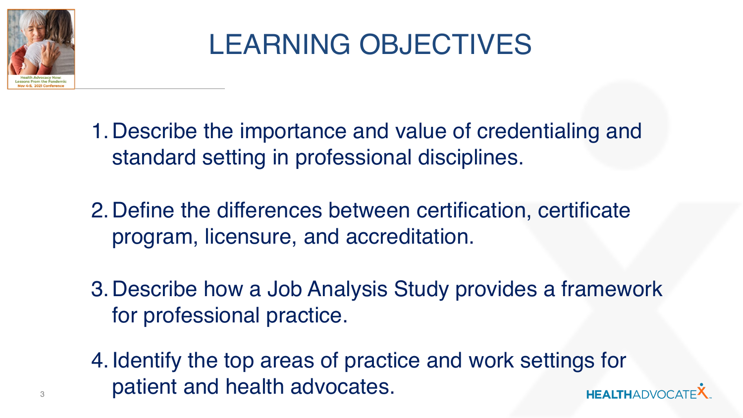# LEARNING OBJECTIVES

1. Describe the importance and value of credentialing and standard setting in professional disciplines.
2. Define the differences between certification, certificate program, licensure, and accreditation.
3. Describe how a Job Analysis Study provides a framework for professional practice.
4. Identify the top areas of practice and work settings for patient and health advocates.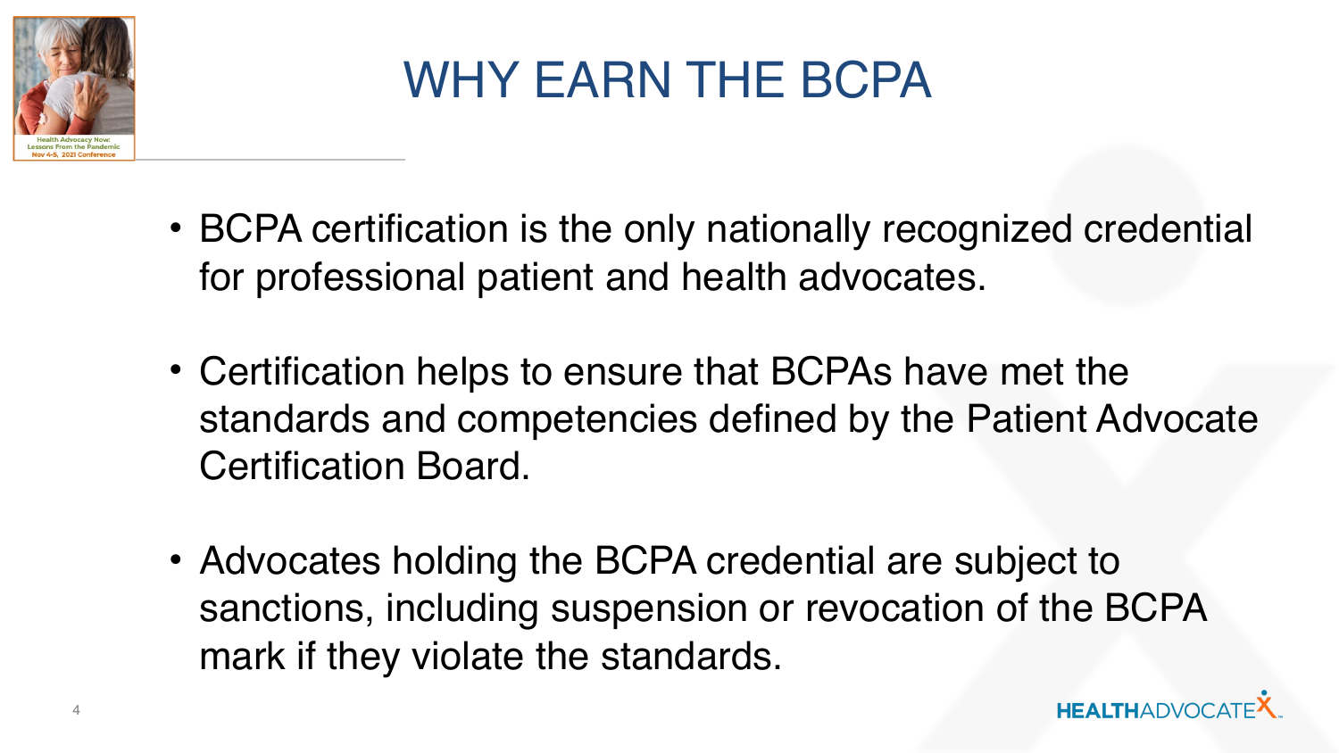# WHY EARN THE BCPA

- BCPA certification is the only nationally recognized credential for professional patient and health advocates.
- Certification helps to ensure that BCPAs have met the standards and competencies defined by the Patient Advocate Certification Board.
- Advocates holding the BCPA credential are subject to sanctions, including suspension or revocation of the BCPA mark if they violate the standards.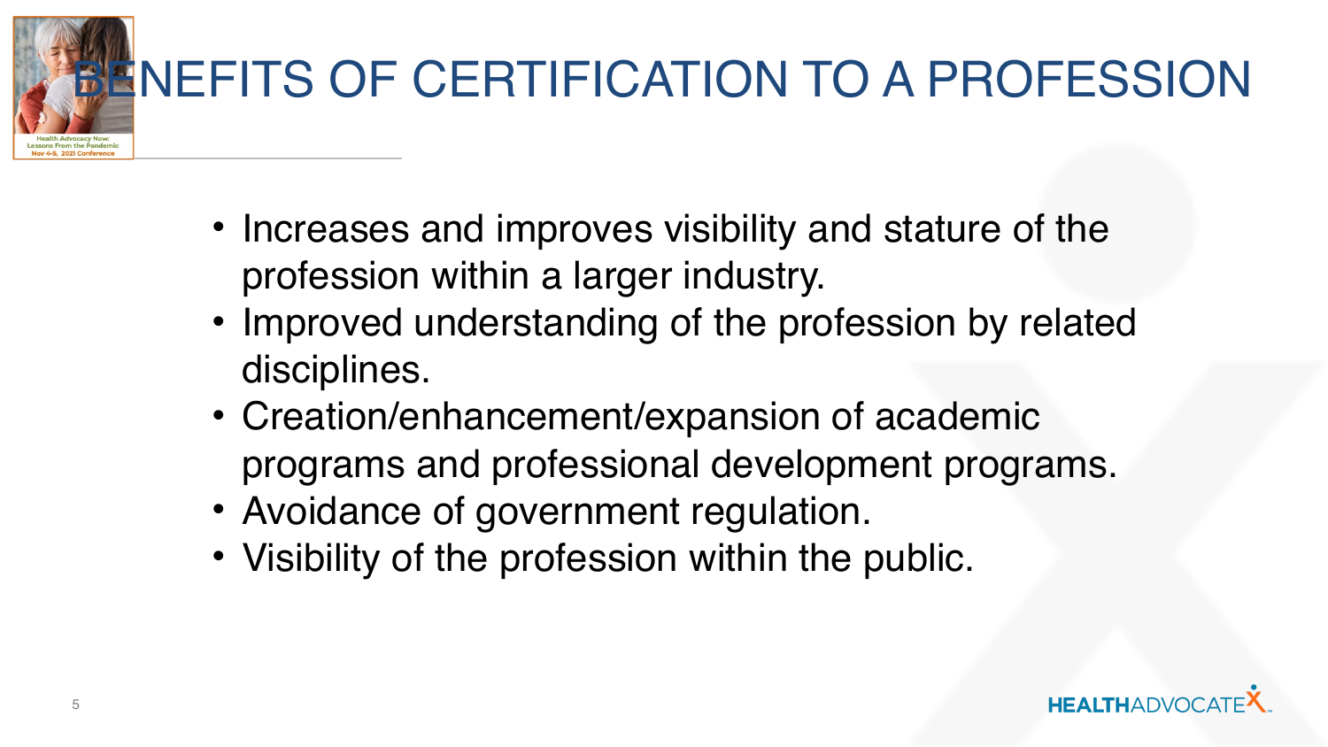# BENEFITS OF CERTIFICATION TO A PROFESSION

- Increases and improves visibility and stature of the profession within a larger industry.
- Improved understanding of the profession by related disciplines.
- Creation/enhancement/expansion of academic programs and professional development programs.
- Avoidance of government regulation.
- Visibility of the profession within the public.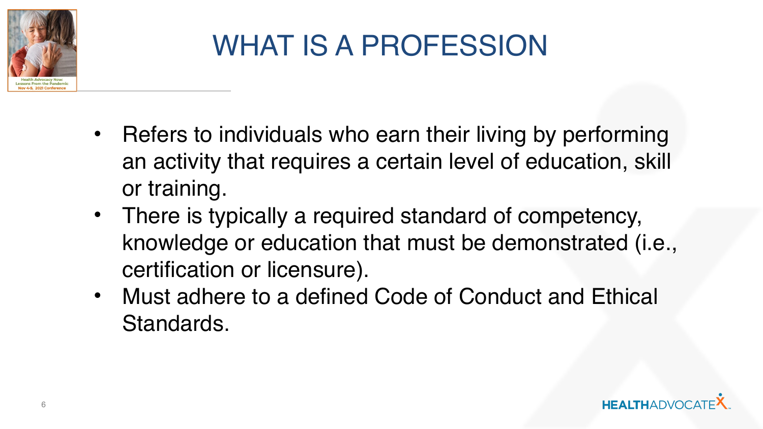# WHAT IS A PROFESSION

- Refers to individuals who earn their living by performing an activity that requires a certain level of education, skill or training.
- There is typically a required standard of competency, knowledge or education that must be demonstrated (i.e., certification or licensure).
- Must adhere to a defined Code of Conduct and Ethical Standards.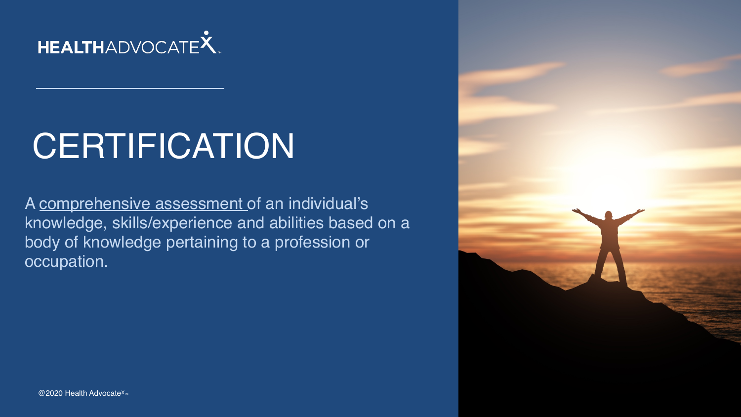HEALTHADVOCATEX

# CERTIFICATION

A comprehensive assessment of an individual's knowledge, skills/experience and abilities based on a body of knowledge pertaining to a profession or occupation.

@2020 Health AdvocateX™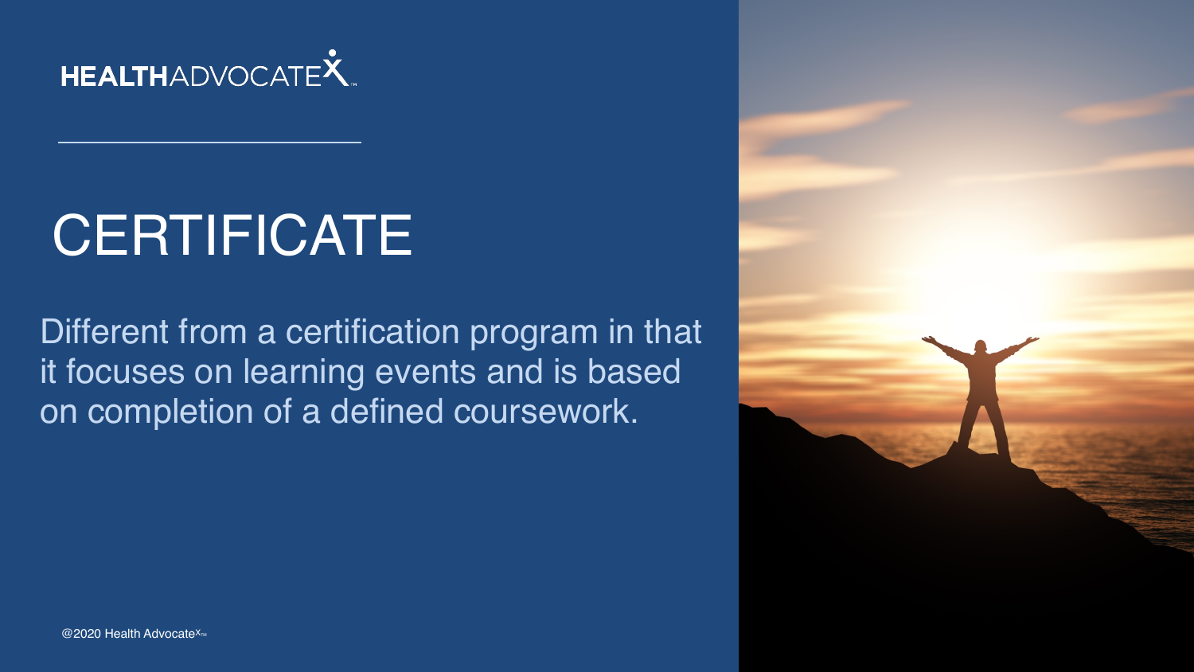# CERTIFICATE

Different from a certification program in that it focuses on learning events and is based on completion of a defined coursework.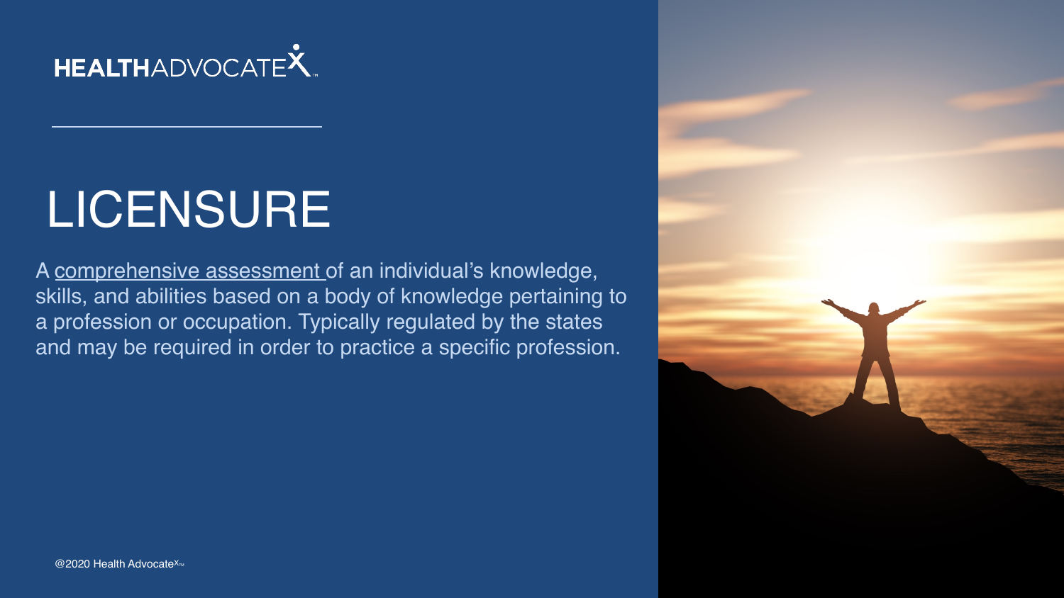HEALTHADVOCATEX

# LICENSURE

A comprehensive assessment of an individual's knowledge, skills, and abilities based on a body of knowledge pertaining to a profession or occupation. Typically regulated by the states and may be required in order to practice a specific profession.

@2020 Health AdvocateX™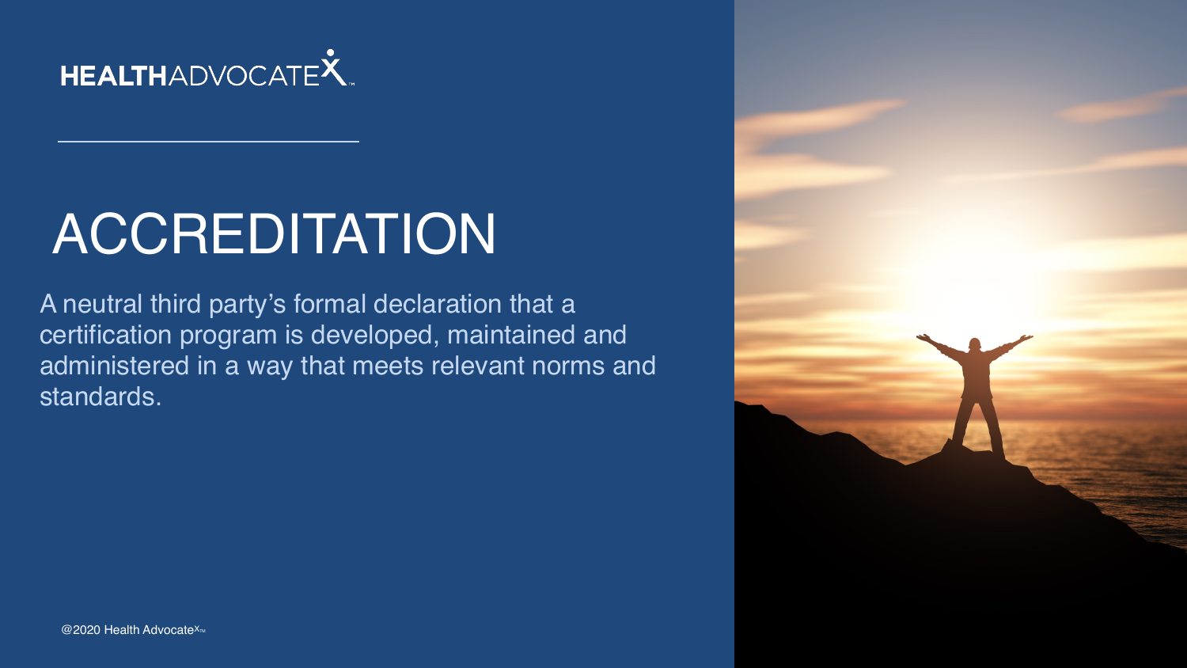HEALTHADVOCATEX

# ACCREDITATION

A neutral third party's formal declaration that a certification program is developed, maintained and administered in a way that meets relevant norms and standards.

@2020 Health AdvocateX™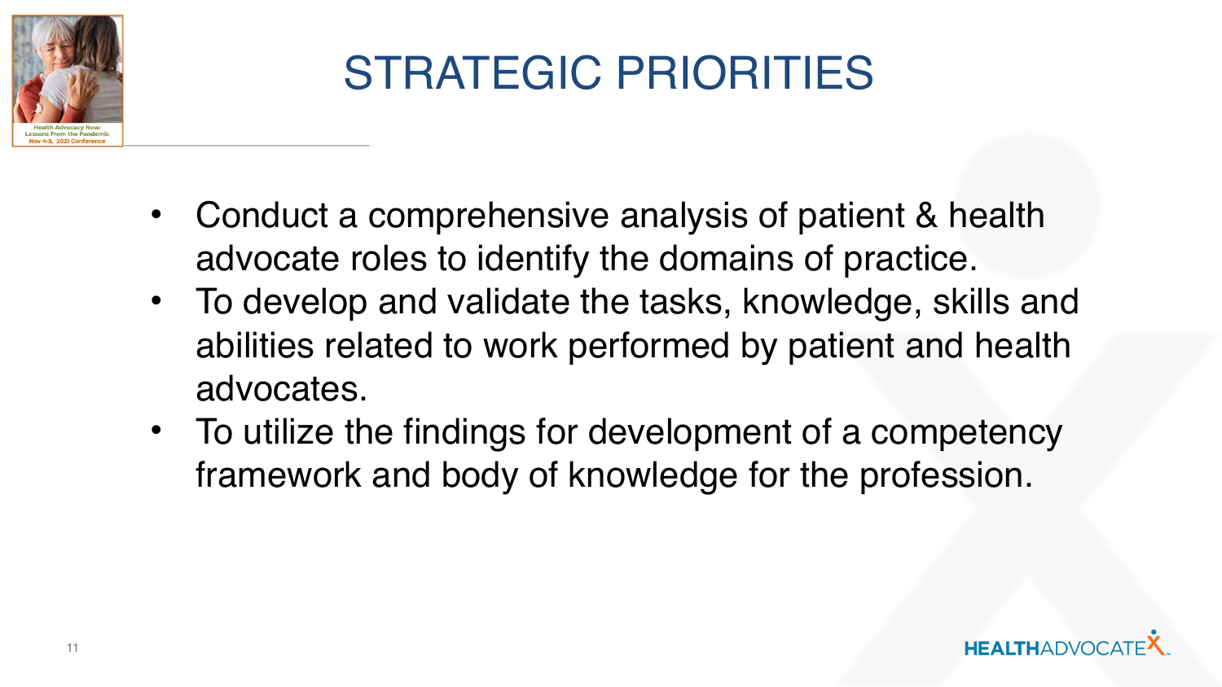# STRATEGIC PRIORITIES

- Conduct a comprehensive analysis of patient & health advocate roles to identify the domains of practice.
- To develop and validate the tasks, knowledge, skills and abilities related to work performed by patient and health advocates.
- To utilize the findings for development of a competency framework and body of knowledge for the profession.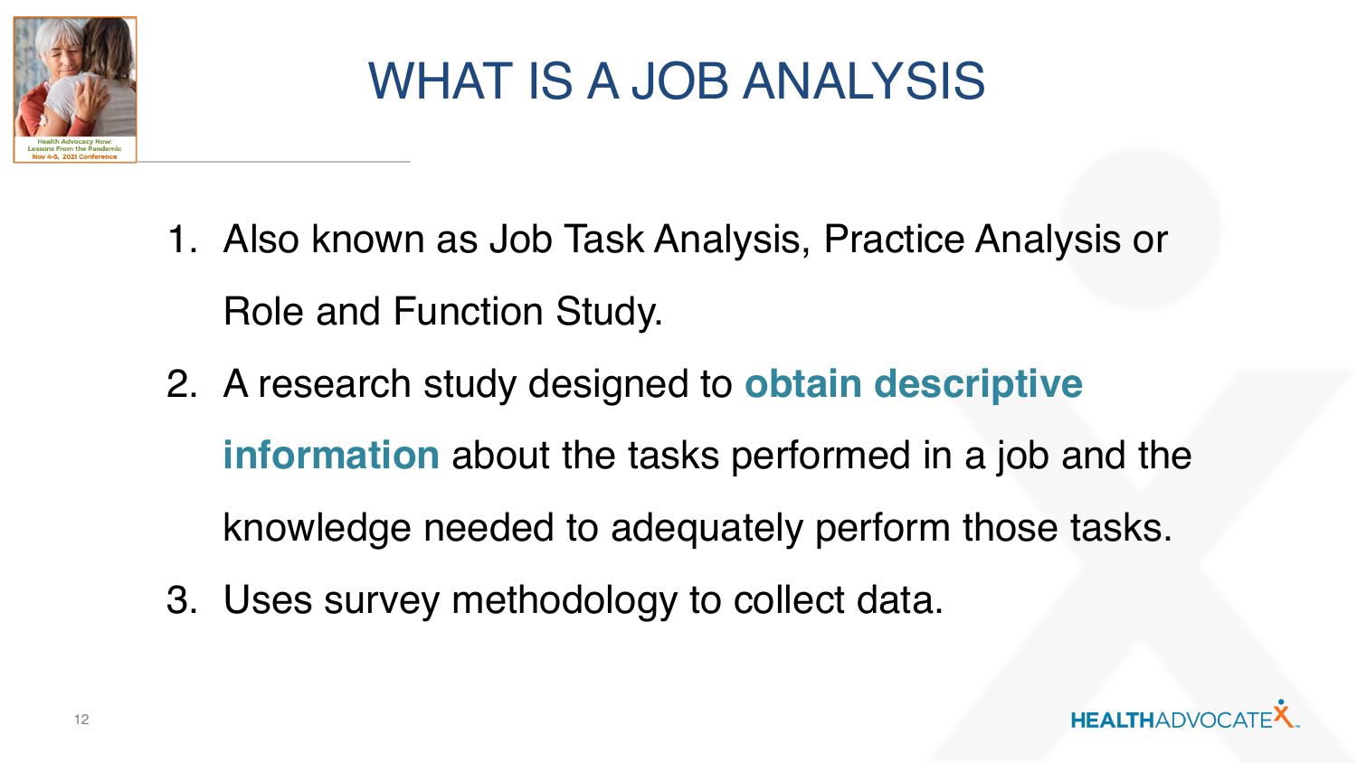# WHAT IS A JOB ANALYSIS

1. Also known as Job Task Analysis, Practice Analysis or Role and Function Study.
2. A research study designed to **obtain descriptive information** about the tasks performed in a job and the knowledge needed to adequately perform those tasks.
3. Uses survey methodology to collect data.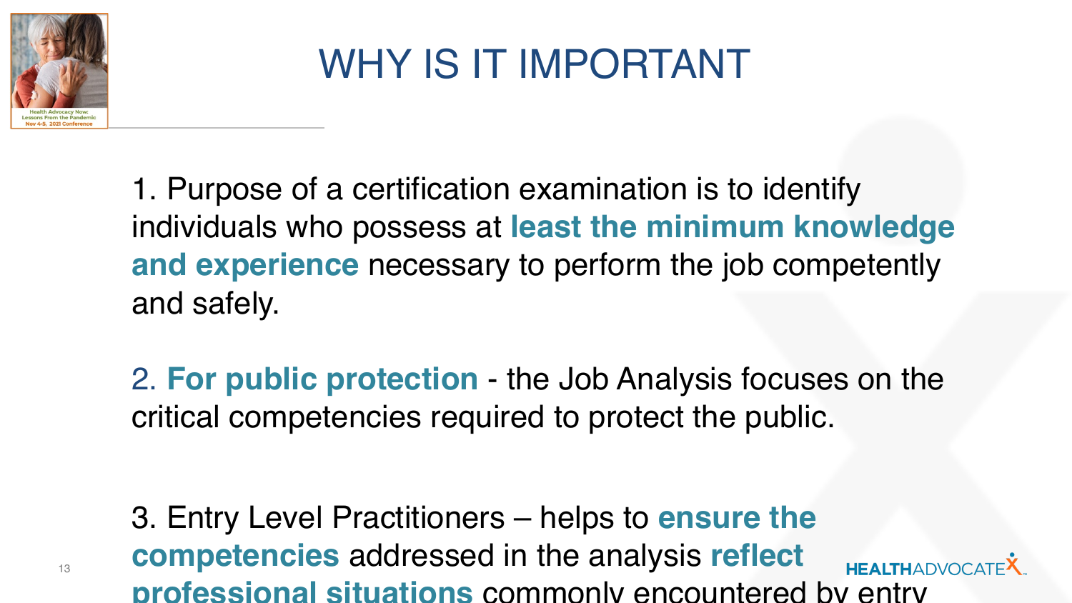# WHY IS IT IMPORTANT

1. Purpose of a certification examination is to identify individuals who possess at **least the minimum knowledge and experience** necessary to perform the job competently and safely.

2. **For public protection** - the Job Analysis focuses on the critical competencies required to protect the public.

3. Entry Level Practitioners – helps to **ensure the competencies** addressed in the analysis **reflect professional situations** commonly encountered by entry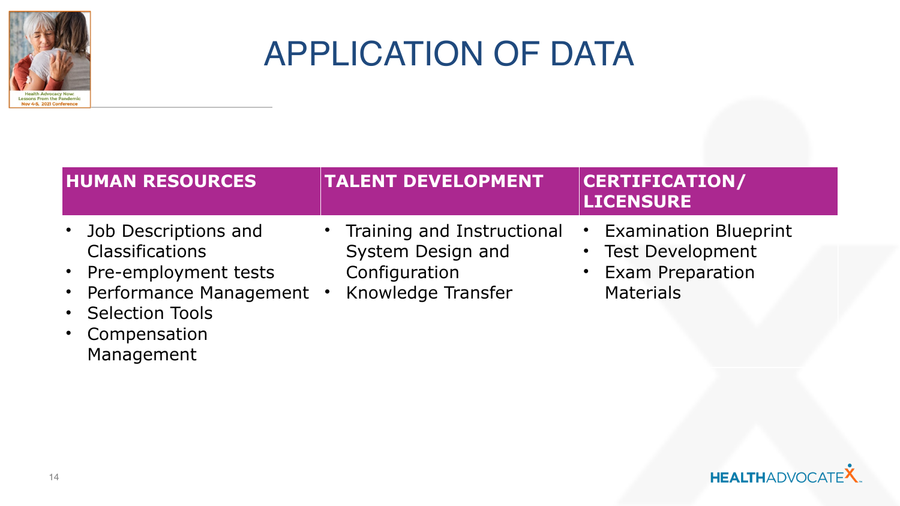# APPLICATION OF DATA

| HUMAN RESOURCES | TALENT DEVELOPMENT | CERTIFICATION/ LICENSURE |
|---|---|---|
| • Job Descriptions and Classifications<br>• Pre-employment tests<br>• Performance Management<br>• Selection Tools<br>• Compensation Management | • Training and Instructional System Design and Configuration<br>• Knowledge Transfer | • Examination Blueprint<br>• Test Development<br>• Exam Preparation Materials |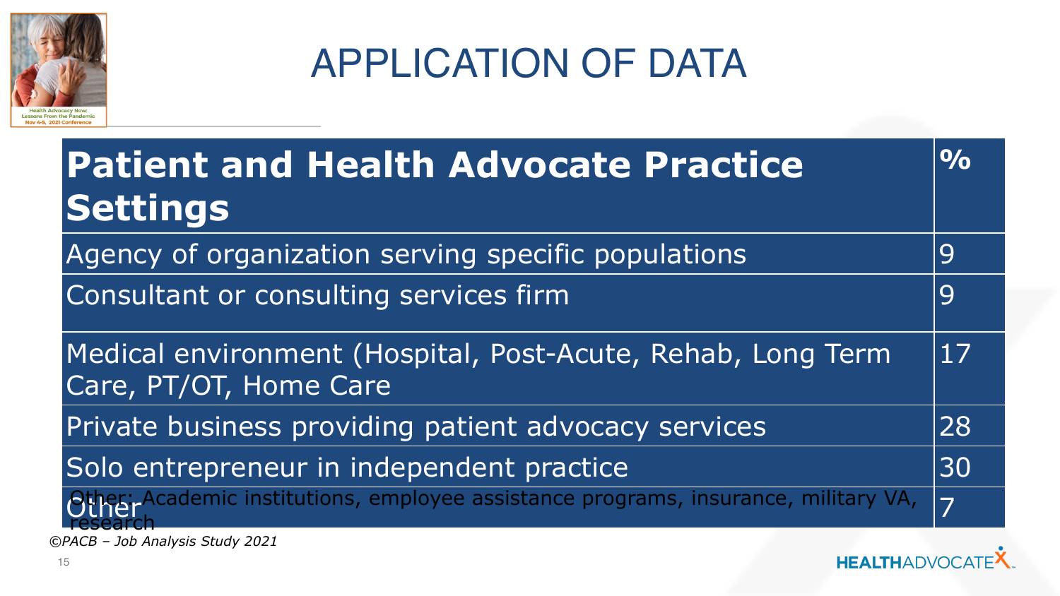# APPLICATION OF DATA

| Patient and Health Advocate Practice Settings | % |
|---|---|
| Agency of organization serving specific populations | 9 |
| Consultant or consulting services firm | 9 |
| Medical environment (Hospital, Post-Acute, Rehab, Long Term Care, PT/OT, Home Care | 17 |
| Private business providing patient advocacy services | 28 |
| Solo entrepreneur in independent practice | 30 |
| Other<br>Other: Academic institutions, employee assistance programs, insurance, military VA, research | 7 |

*©PACB – Job Analysis Study 2021*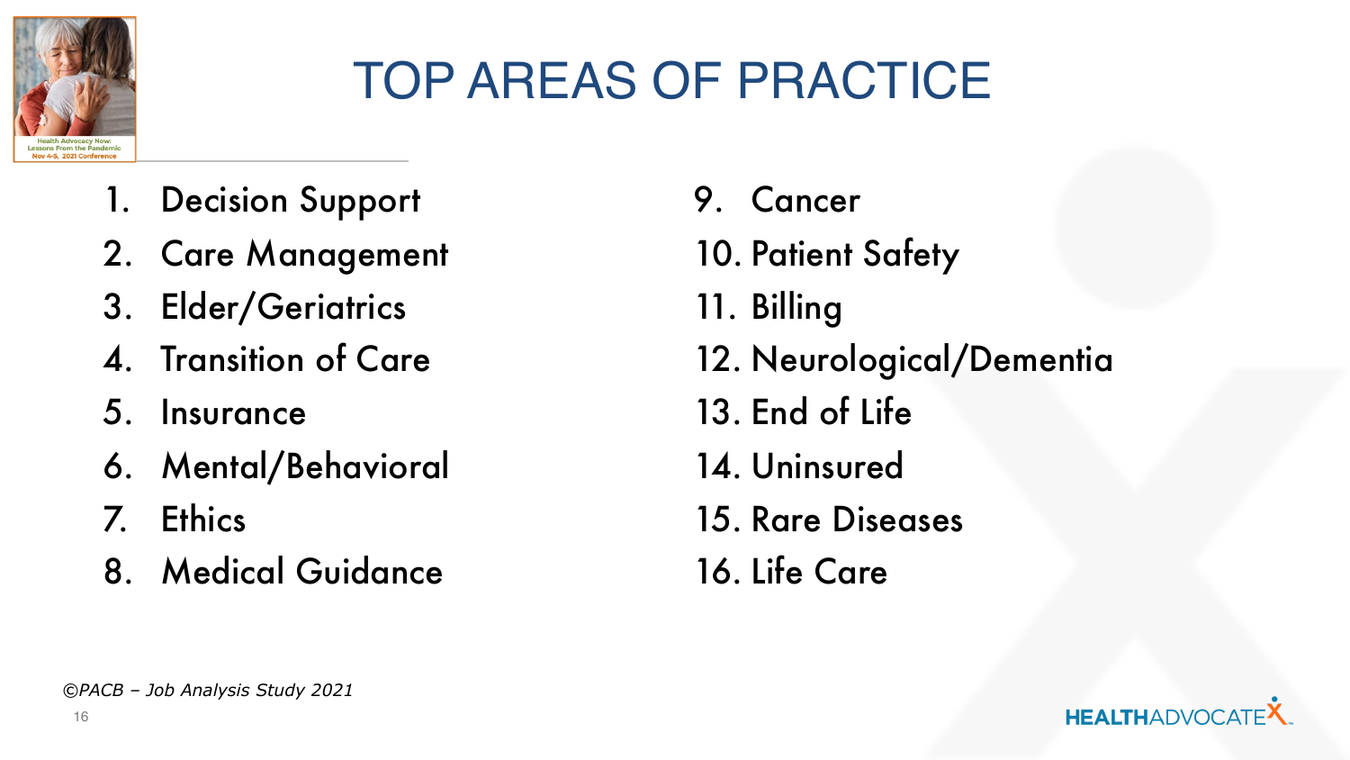# TOP AREAS OF PRACTICE

1. Decision Support
2. Care Management
3. Elder/Geriatrics
4. Transition of Care
5. Insurance
6. Mental/Behavioral
7. Ethics
8. Medical Guidance
9. Cancer
10. Patient Safety
11. Billing
12. Neurological/Dementia
13. End of Life
14. Uninsured
15. Rare Diseases
16. Life Care

*©PACB – Job Analysis Study 2021*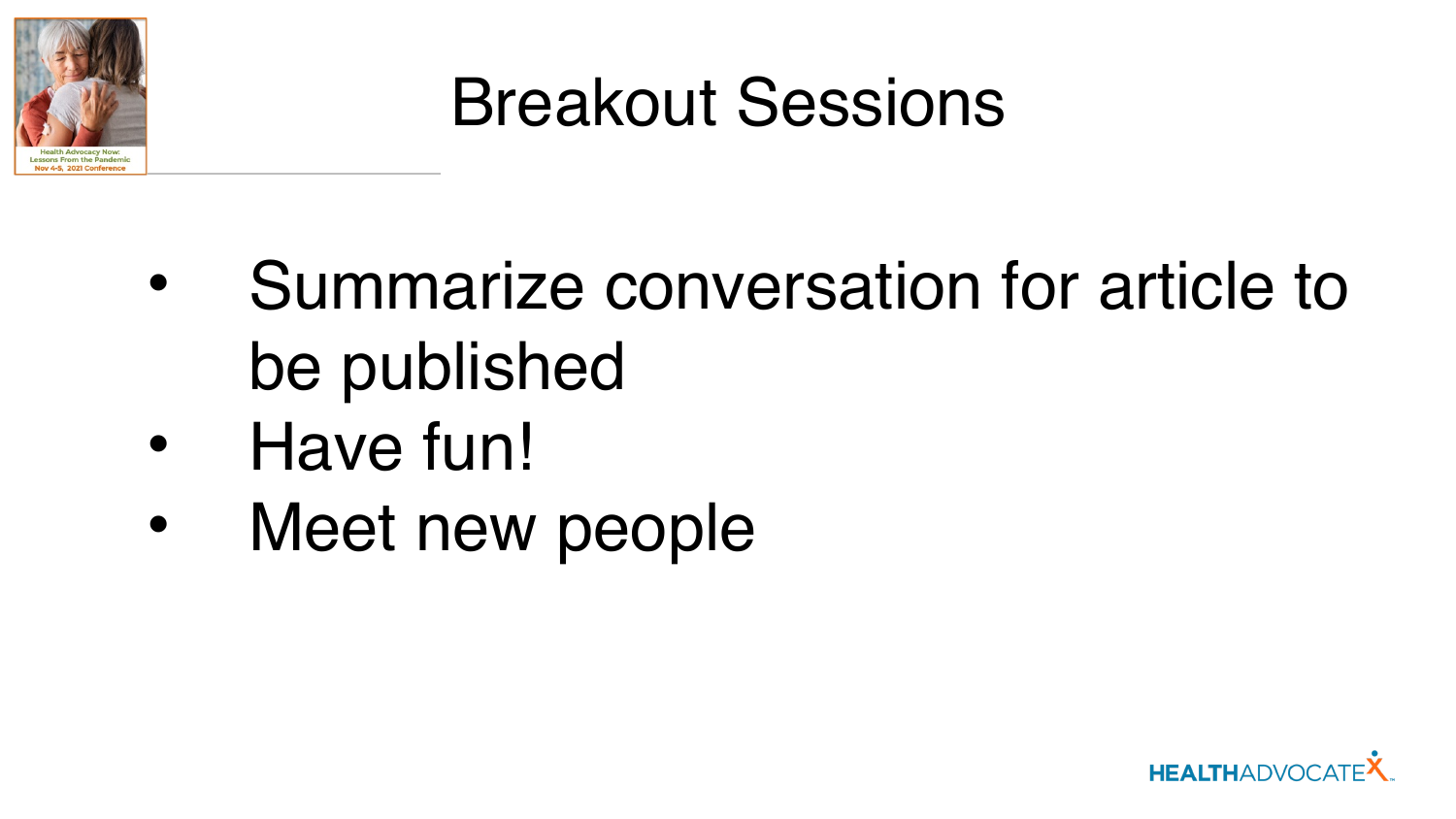# Breakout Sessions

- Summarize conversation for article to be published
- Have fun!
- Meet new people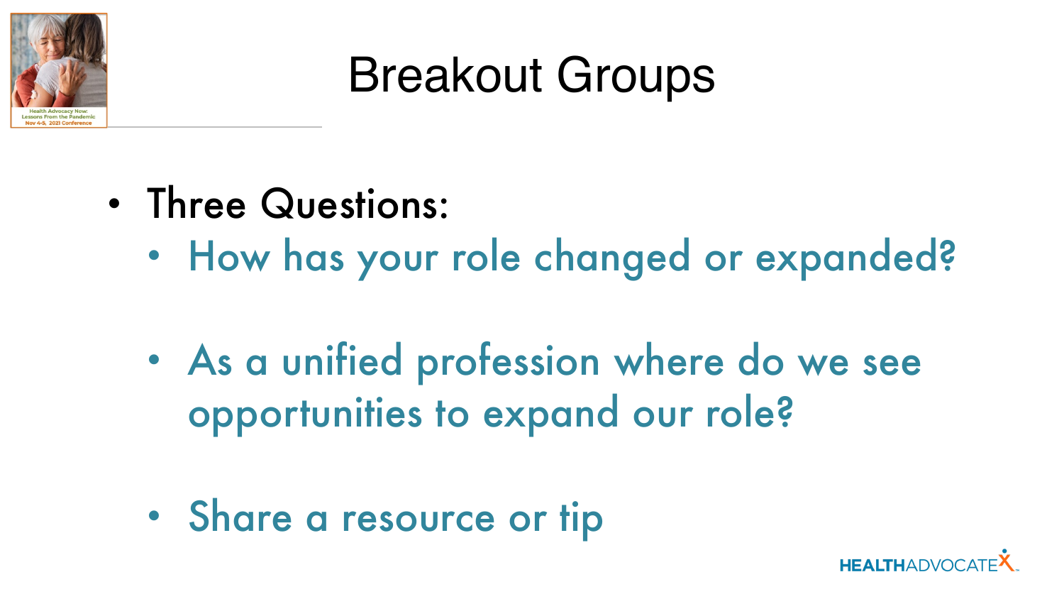# Breakout Groups

- Three Questions:
  - How has your role changed or expanded?
  - As a unified profession where do we see opportunities to expand our role?
  - Share a resource or tip